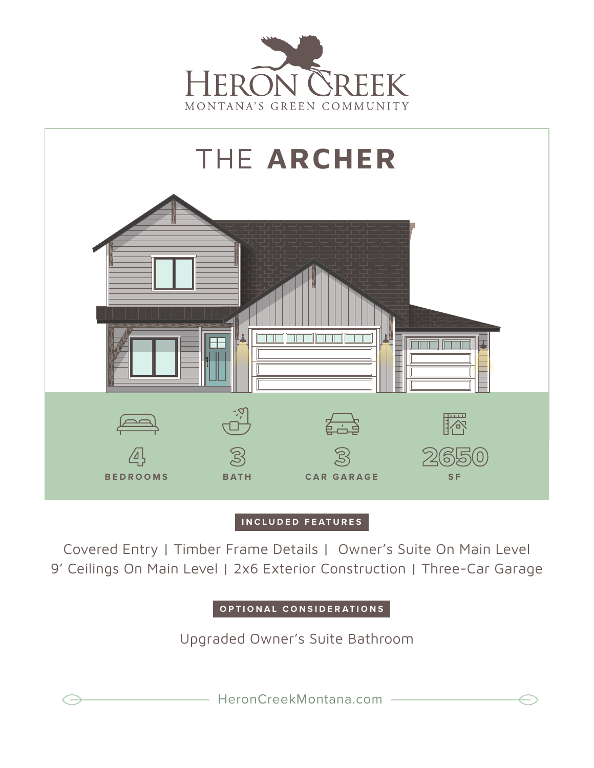# HERON CREEK

MONTANA'S GREEN COMMUNITY

## THE **ARCHER**

4 BEDROOMS | 3 BATH | 3 CAR GARAGE | 2650 SF

**INCLUDED FEATURES**

Covered Entry | Timber Frame Details | Owner's Suite On Main Level
9' Ceilings On Main Level | 2x6 Exterior Construction | Three-Car Garage

**OPTIONAL CONSIDERATIONS**

Upgraded Owner's Suite Bathroom

HeronCreekMontana.com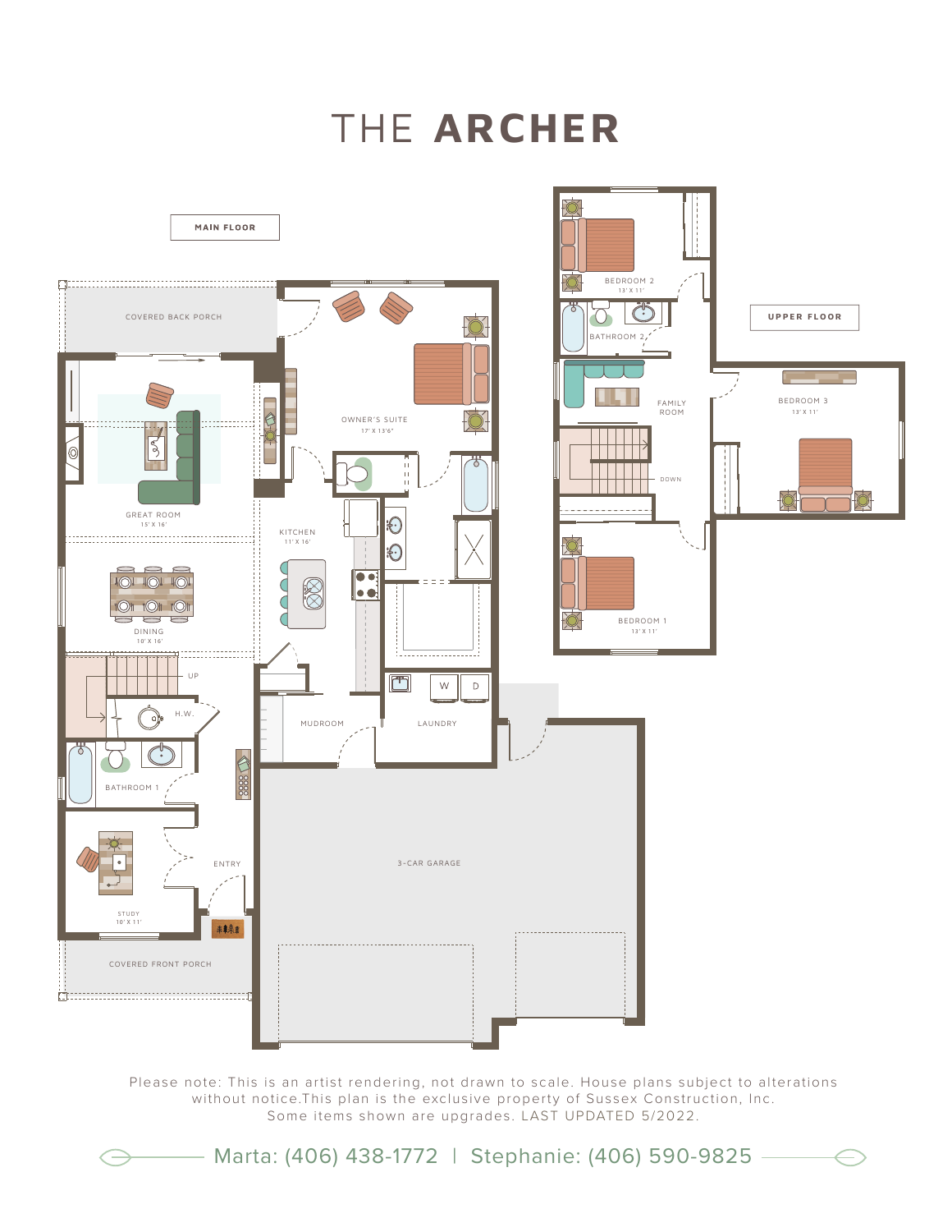# THE ARCHER

MAIN FLOOR

COVERED BACK PORCH

GREAT ROOM
15' X 16'

OWNER'S SUITE
17' X 13'6"

KITCHEN
11' X 16'

DINING
10' X 16'

UP

H.W.

BATHROOM 1

MUDROOM

LAUNDRY

W

D

ENTRY

STUDY
10' X 11'

3-CAR GARAGE

COVERED FRONT PORCH

UPPER FLOOR

BEDROOM 2
13' X 11'

BATHROOM 2

FAMILY ROOM

BEDROOM 3
13' X 11'

DOWN

BEDROOM 1
13' X 11'

Please note: This is an artist rendering, not drawn to scale. House plans subject to alterations without notice.This plan is the exclusive property of Sussex Construction, Inc. Some items shown are upgrades. LAST UPDATED 5/2022.

Marta: (406) 438-1772 | Stephanie: (406) 590-9825